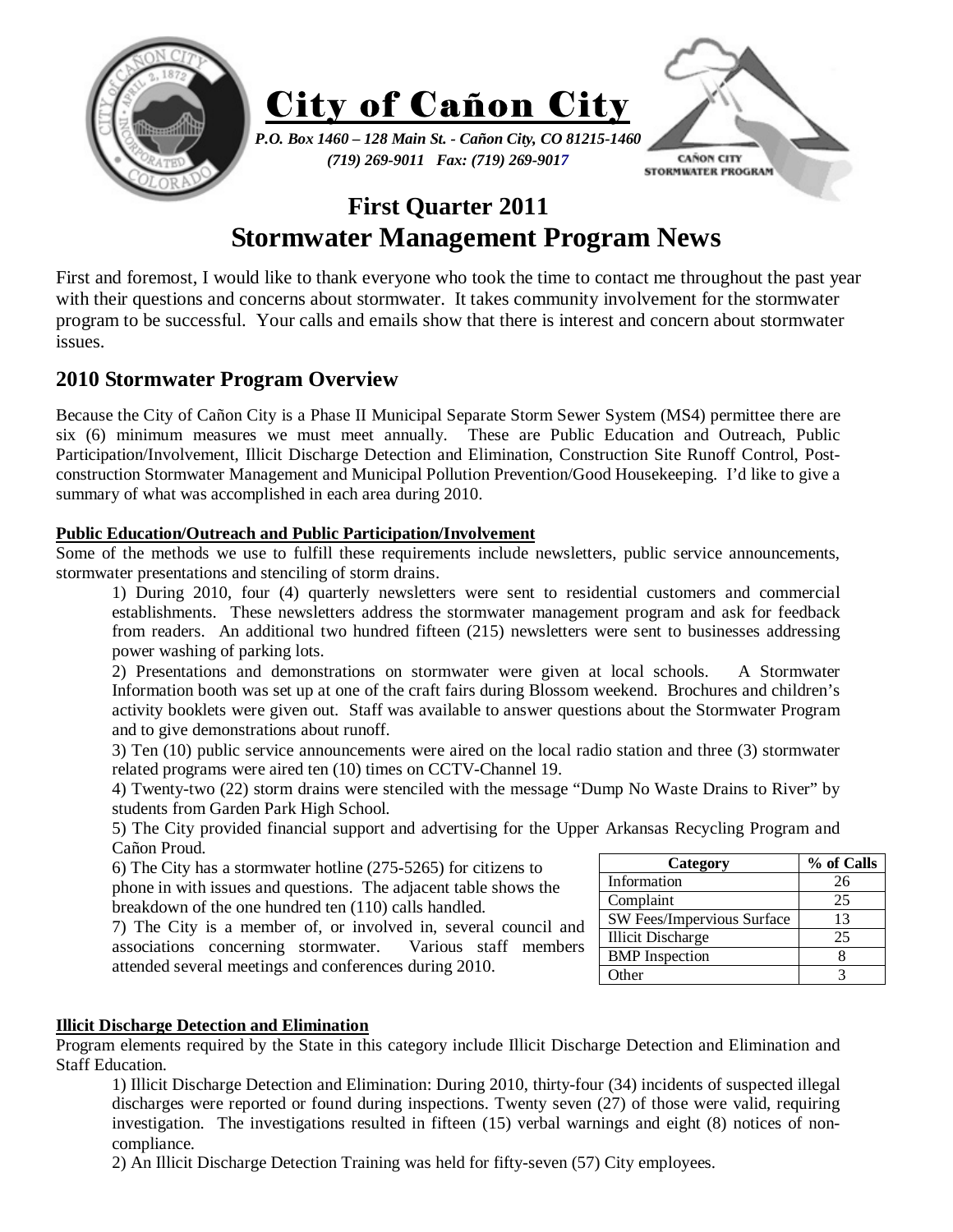# City of Cañon City

*P.O. Box 1460 – 128 Main St. - Cañon City, CO 81215-1460*
*(719) 269-9011 Fax: (719) 269-9017*

CAÑON CITY STORMWATER PROGRAM

## First Quarter 2011
## Stormwater Management Program News

First and foremost, I would like to thank everyone who took the time to contact me throughout the past year with their questions and concerns about stormwater. It takes community involvement for the stormwater program to be successful. Your calls and emails show that there is interest and concern about stormwater issues.

### 2010 Stormwater Program Overview

Because the City of Cañon City is a Phase II Municipal Separate Storm Sewer System (MS4) permittee there are six (6) minimum measures we must meet annually. These are Public Education and Outreach, Public Participation/Involvement, Illicit Discharge Detection and Elimination, Construction Site Runoff Control, Post-construction Stormwater Management and Municipal Pollution Prevention/Good Housekeeping. I'd like to give a summary of what was accomplished in each area during 2010.

**Public Education/Outreach and Public Participation/Involvement**

Some of the methods we use to fulfill these requirements include newsletters, public service announcements, stormwater presentations and stenciling of storm drains.

1) During 2010, four (4) quarterly newsletters were sent to residential customers and commercial establishments. These newsletters address the stormwater management program and ask for feedback from readers. An additional two hundred fifteen (215) newsletters were sent to businesses addressing power washing of parking lots.

2) Presentations and demonstrations on stormwater were given at local schools. A Stormwater Information booth was set up at one of the craft fairs during Blossom weekend. Brochures and children's activity booklets were given out. Staff was available to answer questions about the Stormwater Program and to give demonstrations about runoff.

3) Ten (10) public service announcements were aired on the local radio station and three (3) stormwater related programs were aired ten (10) times on CCTV-Channel 19.

4) Twenty-two (22) storm drains were stenciled with the message "Dump No Waste Drains to River" by students from Garden Park High School.

5) The City provided financial support and advertising for the Upper Arkansas Recycling Program and Cañon Proud.

6) The City has a stormwater hotline (275-5265) for citizens to phone in with issues and questions. The adjacent table shows the breakdown of the one hundred ten (110) calls handled.

7) The City is a member of, or involved in, several council and associations concerning stormwater. Various staff members attended several meetings and conferences during 2010.

| Category | % of Calls |
|---|---|
| Information | 26 |
| Complaint | 25 |
| SW Fees/Impervious Surface | 13 |
| Illicit Discharge | 25 |
| BMP Inspection | 8 |
| Other | 3 |

**Illicit Discharge Detection and Elimination**

Program elements required by the State in this category include Illicit Discharge Detection and Elimination and Staff Education.

1) Illicit Discharge Detection and Elimination: During 2010, thirty-four (34) incidents of suspected illegal discharges were reported or found during inspections. Twenty seven (27) of those were valid, requiring investigation. The investigations resulted in fifteen (15) verbal warnings and eight (8) notices of non-compliance.

2) An Illicit Discharge Detection Training was held for fifty-seven (57) City employees.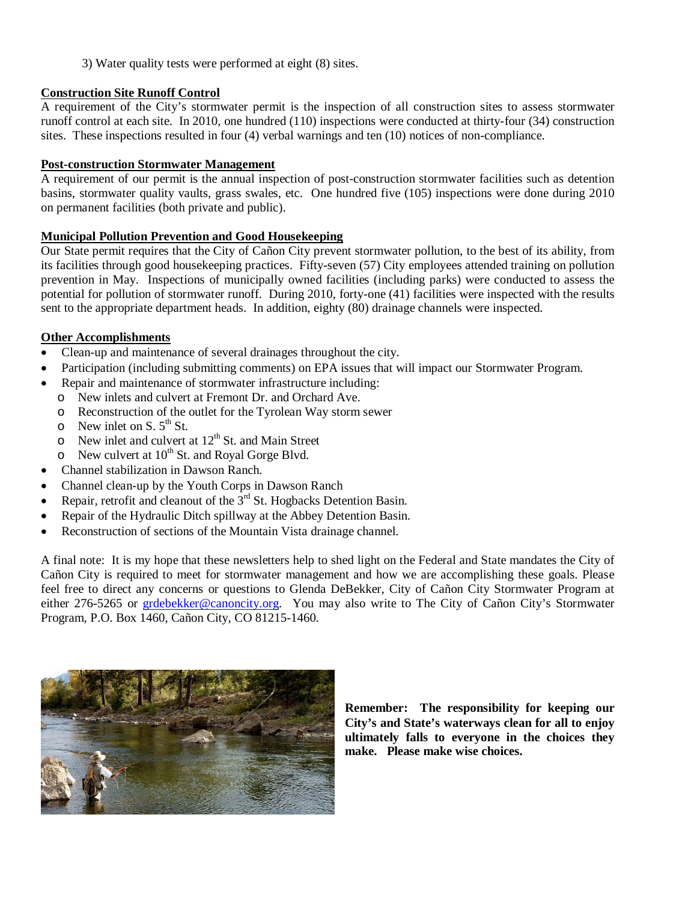3) Water quality tests were performed at eight (8) sites.

**Construction Site Runoff Control**

A requirement of the City's stormwater permit is the inspection of all construction sites to assess stormwater runoff control at each site. In 2010, one hundred (110) inspections were conducted at thirty-four (34) construction sites. These inspections resulted in four (4) verbal warnings and ten (10) notices of non-compliance.

**Post-construction Stormwater Management**

A requirement of our permit is the annual inspection of post-construction stormwater facilities such as detention basins, stormwater quality vaults, grass swales, etc. One hundred five (105) inspections were done during 2010 on permanent facilities (both private and public).

**Municipal Pollution Prevention and Good Housekeeping**

Our State permit requires that the City of Cañon City prevent stormwater pollution, to the best of its ability, from its facilities through good housekeeping practices. Fifty-seven (57) City employees attended training on pollution prevention in May. Inspections of municipally owned facilities (including parks) were conducted to assess the potential for pollution of stormwater runoff. During 2010, forty-one (41) facilities were inspected with the results sent to the appropriate department heads. In addition, eighty (80) drainage channels were inspected.

**Other Accomplishments**

- Clean-up and maintenance of several drainages throughout the city.
- Participation (including submitting comments) on EPA issues that will impact our Stormwater Program.
- Repair and maintenance of stormwater infrastructure including:
  - New inlets and culvert at Fremont Dr. and Orchard Ave.
  - Reconstruction of the outlet for the Tyrolean Way storm sewer
  - New inlet on S. 5th St.
  - New inlet and culvert at 12th St. and Main Street
  - New culvert at 10th St. and Royal Gorge Blvd.
- Channel stabilization in Dawson Ranch.
- Channel clean-up by the Youth Corps in Dawson Ranch
- Repair, retrofit and cleanout of the 3rd St. Hogbacks Detention Basin.
- Repair of the Hydraulic Ditch spillway at the Abbey Detention Basin.
- Reconstruction of sections of the Mountain Vista drainage channel.

A final note: It is my hope that these newsletters help to shed light on the Federal and State mandates the City of Cañon City is required to meet for stormwater management and how we are accomplishing these goals. Please feel free to direct any concerns or questions to Glenda DeBekker, City of Cañon City Stormwater Program at either 276-5265 or grdebekker@canoncity.org. You may also write to The City of Cañon City's Stormwater Program, P.O. Box 1460, Cañon City, CO 81215-1460.

**Remember: The responsibility for keeping our City's and State's waterways clean for all to enjoy ultimately falls to everyone in the choices they make. Please make wise choices.**